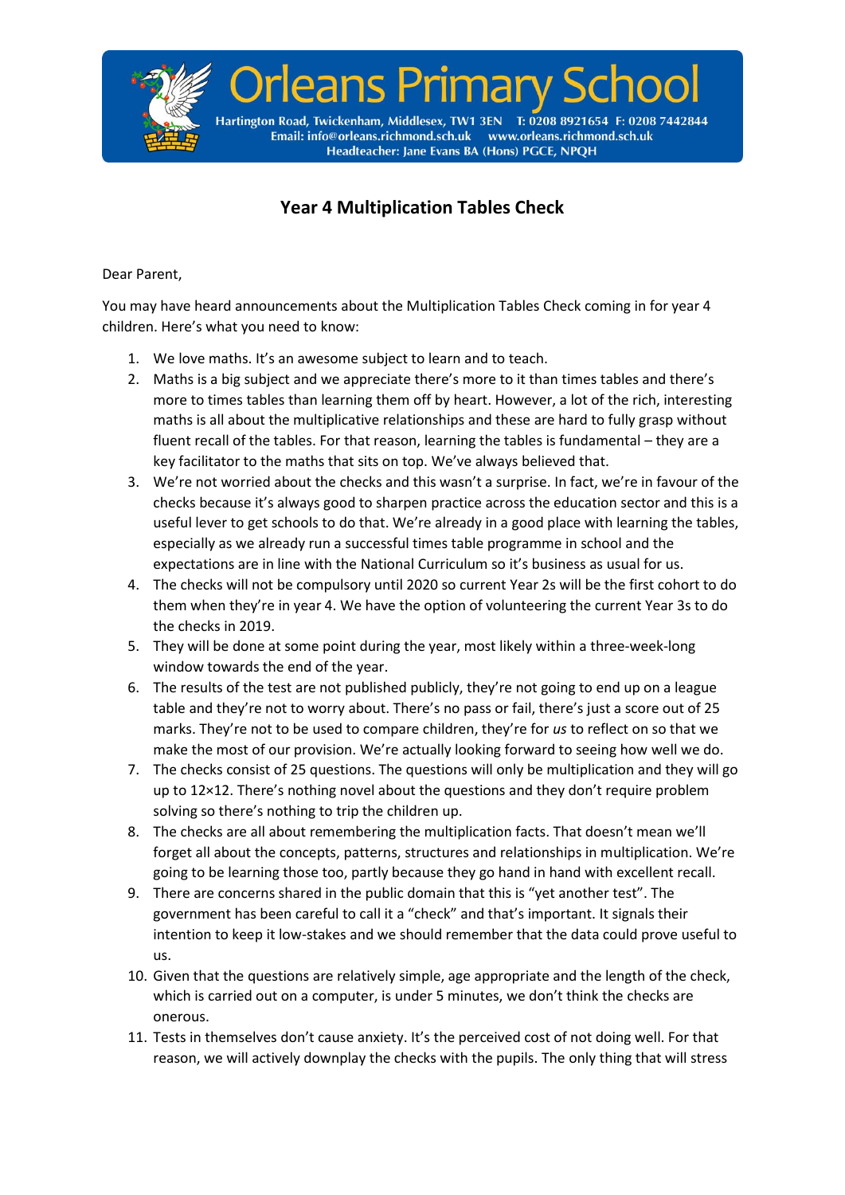# Orleans Primary School

Hartington Road, Twickenham, Middlesex, TW1 3EN T: 0208 8921654 F: 0208 7442844
Email: info@orleans.richmond.sch.uk www.orleans.richmond.sch.uk
Headteacher: Jane Evans BA (Hons) PGCE, NPQH

## Year 4 Multiplication Tables Check

Dear Parent,

You may have heard announcements about the Multiplication Tables Check coming in for year 4 children. Here's what you need to know:

1. We love maths. It's an awesome subject to learn and to teach.
2. Maths is a big subject and we appreciate there's more to it than times tables and there's more to times tables than learning them off by heart. However, a lot of the rich, interesting maths is all about the multiplicative relationships and these are hard to fully grasp without fluent recall of the tables. For that reason, learning the tables is fundamental – they are a key facilitator to the maths that sits on top. We've always believed that.
3. We're not worried about the checks and this wasn't a surprise. In fact, we're in favour of the checks because it's always good to sharpen practice across the education sector and this is a useful lever to get schools to do that. We're already in a good place with learning the tables, especially as we already run a successful times table programme in school and the expectations are in line with the National Curriculum so it's business as usual for us.
4. The checks will not be compulsory until 2020 so current Year 2s will be the first cohort to do them when they're in year 4. We have the option of volunteering the current Year 3s to do the checks in 2019.
5. They will be done at some point during the year, most likely within a three-week-long window towards the end of the year.
6. The results of the test are not published publicly, they're not going to end up on a league table and they're not to worry about. There's no pass or fail, there's just a score out of 25 marks. They're not to be used to compare children, they're for *us* to reflect on so that we make the most of our provision. We're actually looking forward to seeing how well we do.
7. The checks consist of 25 questions. The questions will only be multiplication and they will go up to 12×12. There's nothing novel about the questions and they don't require problem solving so there's nothing to trip the children up.
8. The checks are all about remembering the multiplication facts. That doesn't mean we'll forget all about the concepts, patterns, structures and relationships in multiplication. We're going to be learning those too, partly because they go hand in hand with excellent recall.
9. There are concerns shared in the public domain that this is "yet another test". The government has been careful to call it a "check" and that's important. It signals their intention to keep it low-stakes and we should remember that the data could prove useful to us.
10. Given that the questions are relatively simple, age appropriate and the length of the check, which is carried out on a computer, is under 5 minutes, we don't think the checks are onerous.
11. Tests in themselves don't cause anxiety. It's the perceived cost of not doing well. For that reason, we will actively downplay the checks with the pupils. The only thing that will stress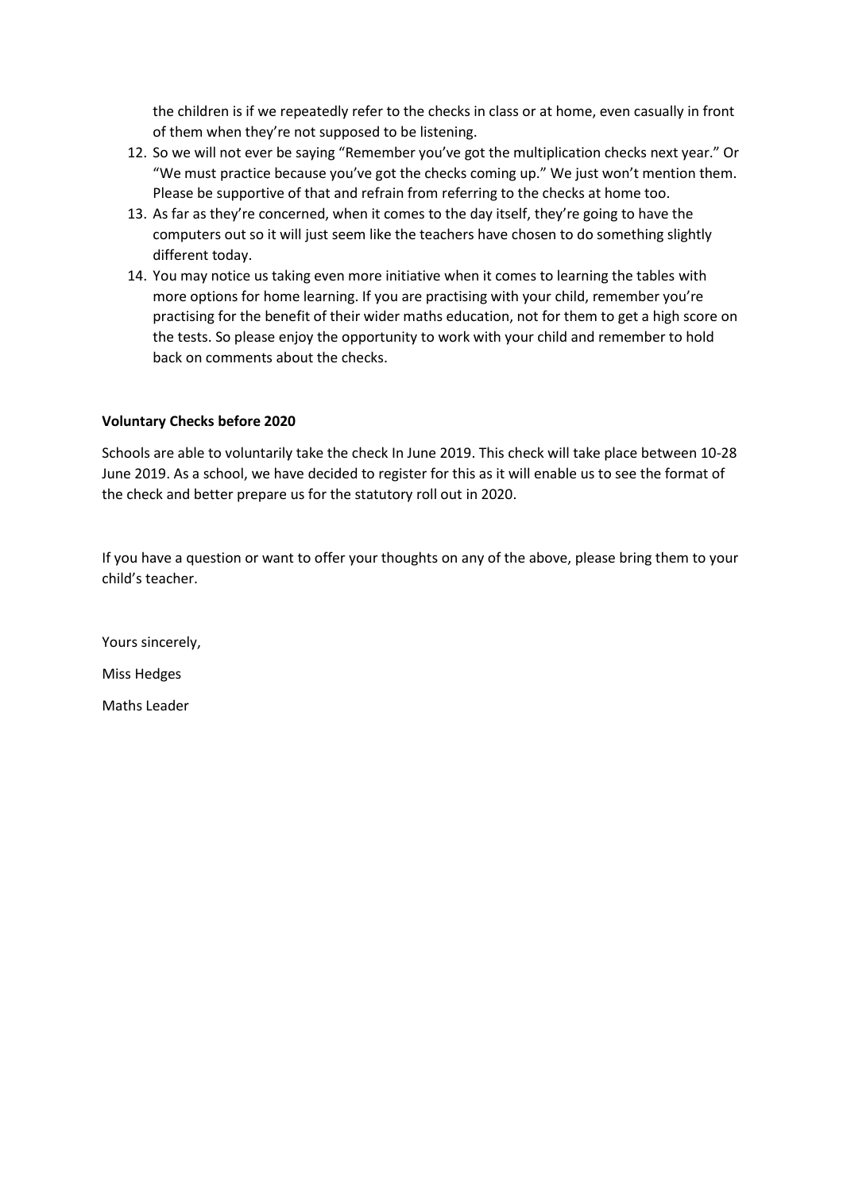the children is if we repeatedly refer to the checks in class or at home, even casually in front of them when they're not supposed to be listening.

12. So we will not ever be saying "Remember you've got the multiplication checks next year." Or "We must practice because you've got the checks coming up." We just won't mention them. Please be supportive of that and refrain from referring to the checks at home too.
13. As far as they're concerned, when it comes to the day itself, they're going to have the computers out so it will just seem like the teachers have chosen to do something slightly different today.
14. You may notice us taking even more initiative when it comes to learning the tables with more options for home learning. If you are practising with your child, remember you're practising for the benefit of their wider maths education, not for them to get a high score on the tests. So please enjoy the opportunity to work with your child and remember to hold back on comments about the checks.

**Voluntary Checks before 2020**

Schools are able to voluntarily take the check In June 2019. This check will take place between 10-28 June 2019. As a school, we have decided to register for this as it will enable us to see the format of the check and better prepare us for the statutory roll out in 2020.

If you have a question or want to offer your thoughts on any of the above, please bring them to your child's teacher.

Yours sincerely,

Miss Hedges

Maths Leader